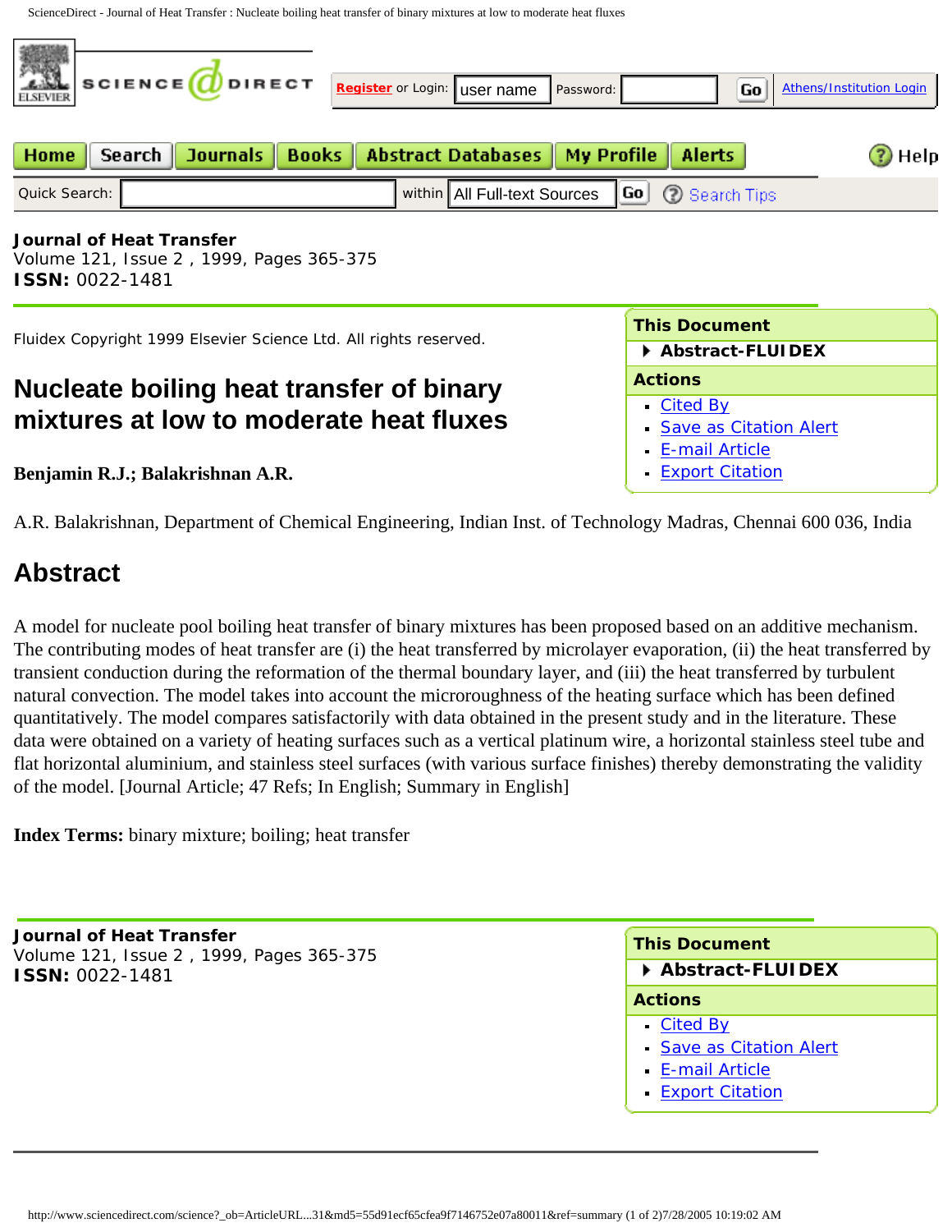**Journal of Heat Transfer**
Volume 121, Issue 2 , 1999, Pages 365-375
**ISSN:** 0022-1481

Fluidex Copyright 1999 Elsevier Science Ltd. All rights reserved.

# Nucleate boiling heat transfer of binary mixtures at low to moderate heat fluxes

**Benjamin R.J.; Balakrishnan A.R.**

A.R. Balakrishnan, Department of Chemical Engineering, Indian Inst. of Technology Madras, Chennai 600 036, India

## Abstract

A model for nucleate pool boiling heat transfer of binary mixtures has been proposed based on an additive mechanism. The contributing modes of heat transfer are (i) the heat transferred by microlayer evaporation, (ii) the heat transferred by transient conduction during the reformation of the thermal boundary layer, and (iii) the heat transferred by turbulent natural convection. The model takes into account the microroughness of the heating surface which has been defined quantitatively. The model compares satisfactorily with data obtained in the present study and in the literature. These data were obtained on a variety of heating surfaces such as a vertical platinum wire, a horizontal stainless steel tube and flat horizontal aluminium, and stainless steel surfaces (with various surface finishes) thereby demonstrating the validity of the model. [Journal Article; 47 Refs; In English; Summary in English]

**Index Terms:** binary mixture; boiling; heat transfer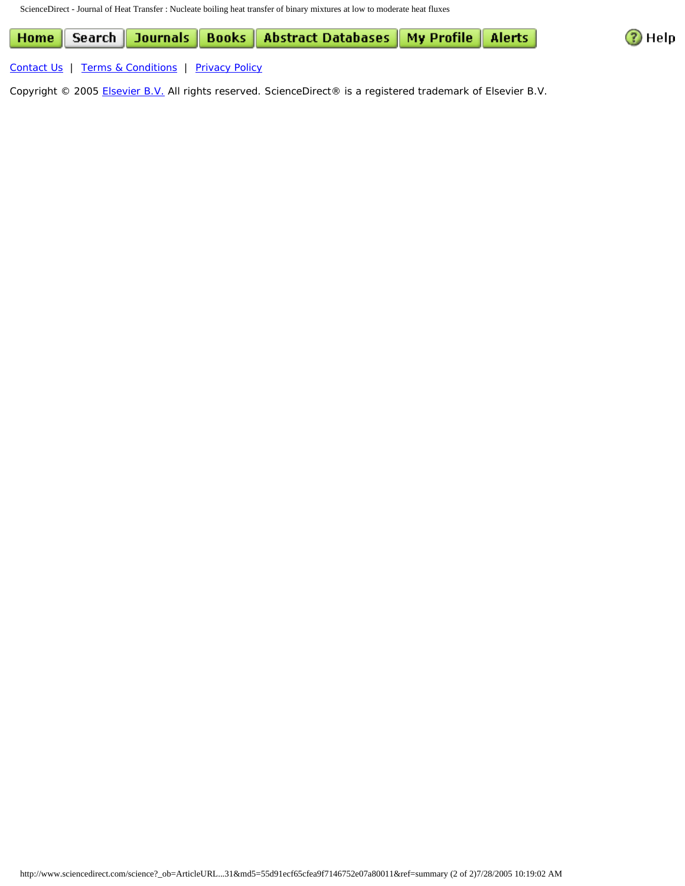Home | Search | Journals | Books | Abstract Databases | My Profile | Alerts | Help

Contact Us | Terms & Conditions | Privacy Policy

Copyright © 2005 Elsevier B.V. All rights reserved. ScienceDirect® is a registered trademark of Elsevier B.V.